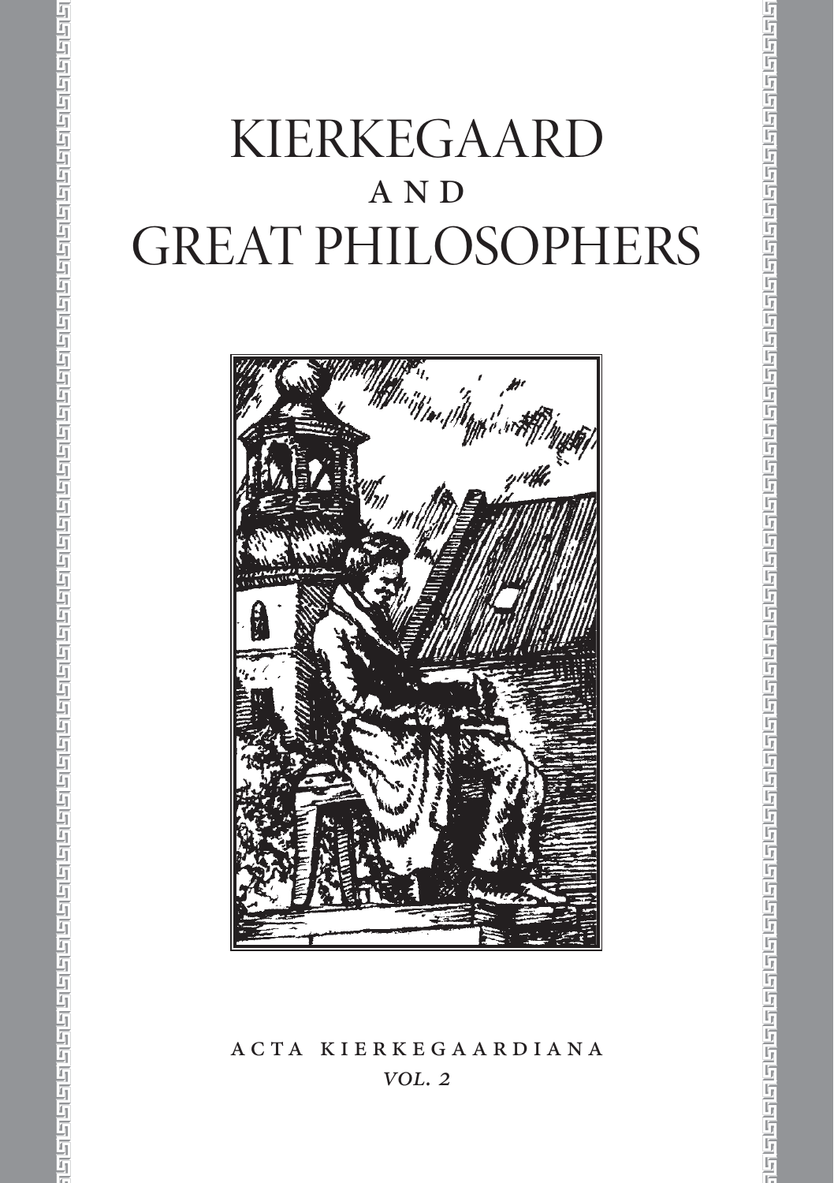# KIERKEGAARD
## AND
# GREAT PHILOSOPHERS

ACTA KIERKEGAARDIANA

*VOL. 2*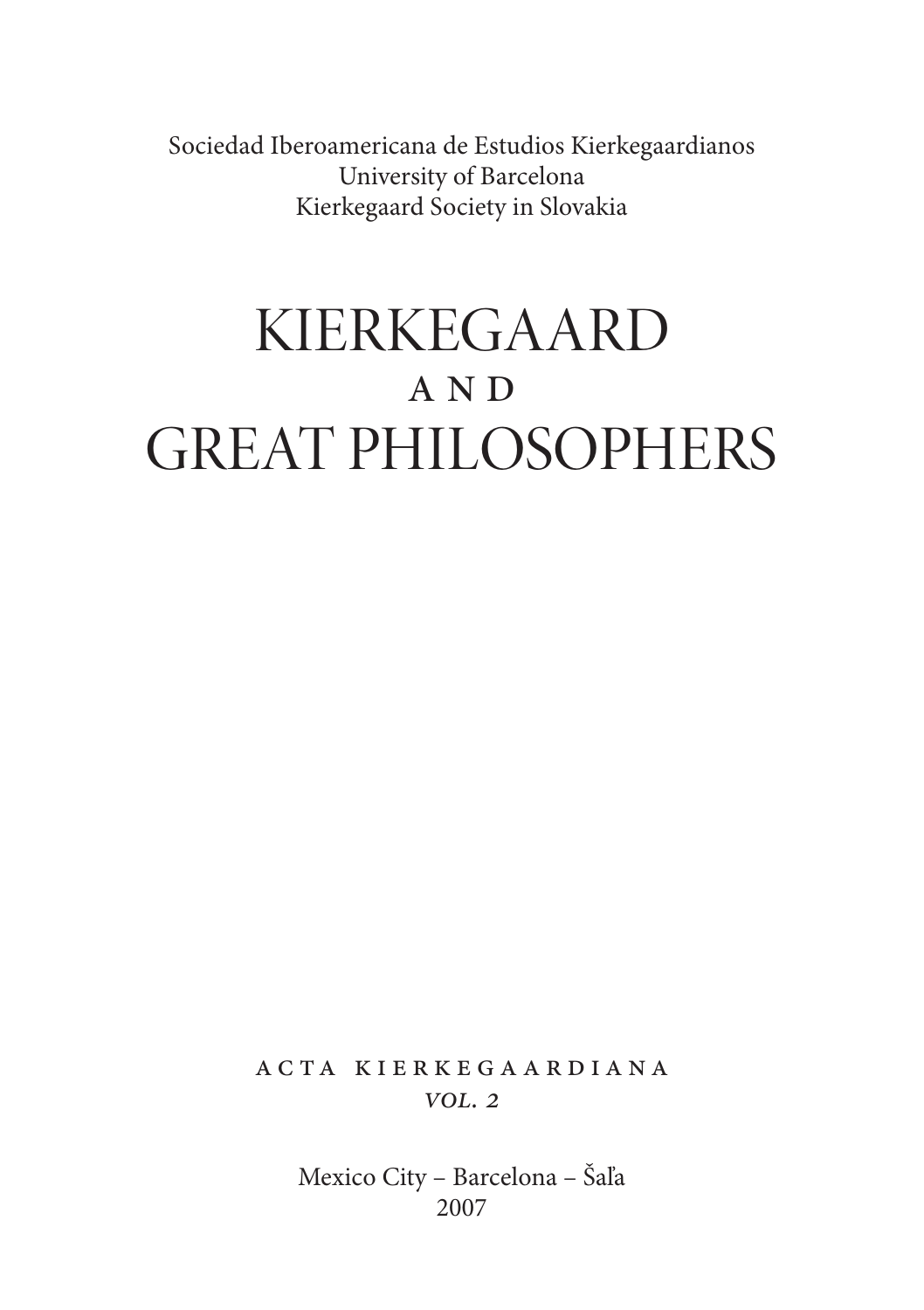Sociedad Iberoamericana de Estudios Kierkegaardianos
University of Barcelona
Kierkegaard Society in Slovakia

# KIERKEGAARD
# AND
# GREAT PHILOSOPHERS

ACTA KIERKEGAARDIANA
*VOL. 2*

Mexico City – Barcelona – Šaľa
2007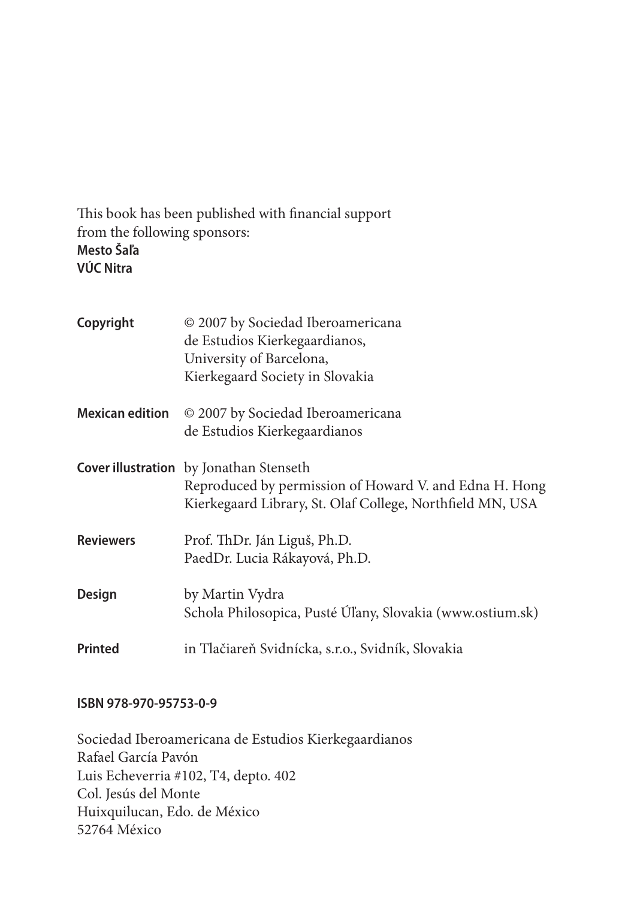This book has been published with financial support
from the following sponsors:
**Mesto Šaľa**
**VÚC Nitra**

**Copyright** © 2007 by Sociedad Iberoamericana
de Estudios Kierkegaardianos,
University of Barcelona,
Kierkegaard Society in Slovakia

**Mexican edition** © 2007 by Sociedad Iberoamericana
de Estudios Kierkegaardianos

**Cover illustration** by Jonathan Stenseth
Reproduced by permission of Howard V. and Edna H. Hong
Kierkegaard Library, St. Olaf College, Northfield MN, USA

**Reviewers** Prof. ThDr. Ján Liguš, Ph.D.
PaedDr. Lucia Rákayová, Ph.D.

**Design** by Martin Vydra
Schola Philosopica, Pusté Úľany, Slovakia (www.ostium.sk)

**Printed** in Tlačiareň Svidnícka, s.r.o., Svidník, Slovakia

**ISBN 978-970-95753-0-9**

Sociedad Iberoamericana de Estudios Kierkegaardianos
Rafael García Pavón
Luis Echeverria #102, T4, depto. 402
Col. Jesús del Monte
Huixquilucan, Edo. de México
52764 México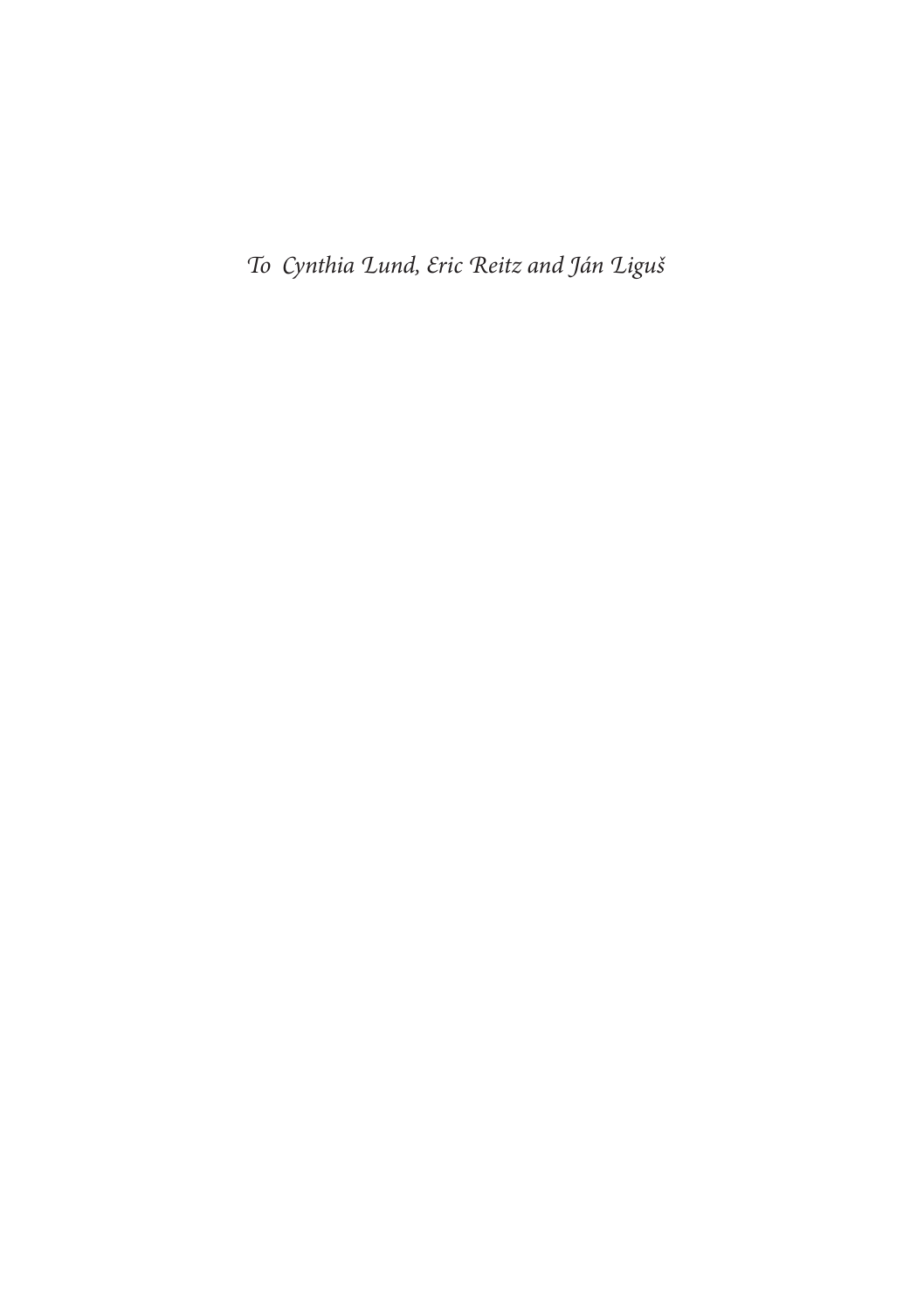*To Cynthia Lund, Eric Reitz and Ján Liguš*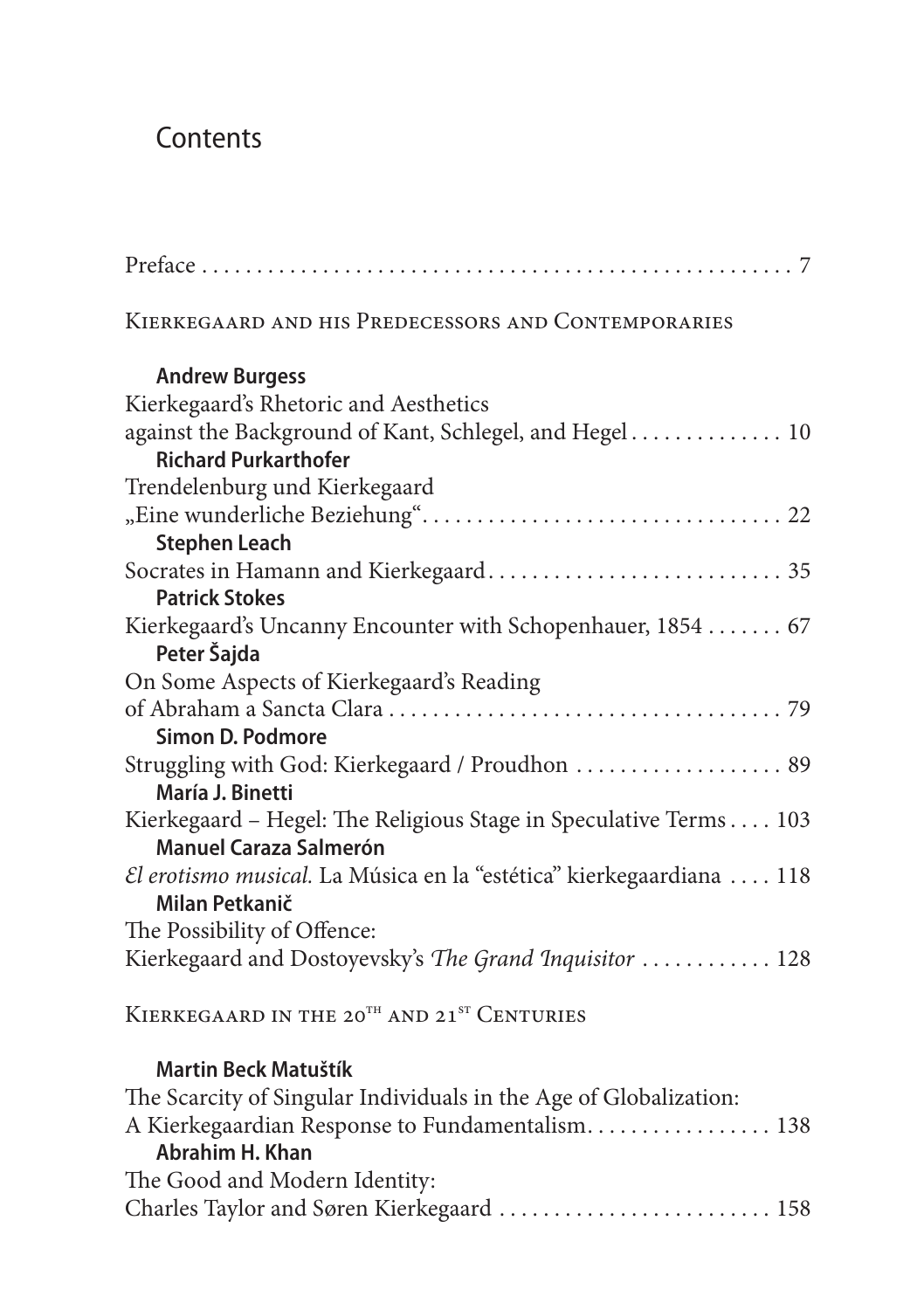# Contents

Preface . . . . . . . . . . . . . . . . . . . . . . . . . . . . . . . . . . . . . . . . . . . . . . . . . . . . . 7

## Kierkegaard and his Predecessors and Contemporaries

**Andrew Burgess**
Kierkegaard's Rhetoric and Aesthetics
against the Background of Kant, Schlegel, and Hegel . . . . . . . . . . . . . . 10

**Richard Purkarthofer**
Trendelenburg und Kierkegaard
„Eine wunderliche Beziehung". . . . . . . . . . . . . . . . . . . . . . . . . . . . . . . . . 22

**Stephen Leach**
Socrates in Hamann and Kierkegaard. . . . . . . . . . . . . . . . . . . . . . . . . . . 35

**Patrick Stokes**
Kierkegaard's Uncanny Encounter with Schopenhauer, 1854 . . . . . . . 67

**Peter Šajda**
On Some Aspects of Kierkegaard's Reading
of Abraham a Sancta Clara . . . . . . . . . . . . . . . . . . . . . . . . . . . . . . . . . . . . 79

**Simon D. Podmore**
Struggling with God: Kierkegaard / Proudhon . . . . . . . . . . . . . . . . . . . 89

**María J. Binetti**
Kierkegaard – Hegel: The Religious Stage in Speculative Terms . . . . 103

**Manuel Caraza Salmerón**
*El erotismo musical.* La Música en la "estética" kierkegaardiana . . . . 118

**Milan Petkanič**
The Possibility of Offence:
Kierkegaard and Dostoyevsky's *The Grand Inquisitor* . . . . . . . . . . . . 128

## Kierkegaard in the 20th and 21st Centuries

**Martin Beck Matuštík**
The Scarcity of Singular Individuals in the Age of Globalization:
A Kierkegaardian Response to Fundamentalism. . . . . . . . . . . . . . . . . 138

**Abrahim H. Khan**
The Good and Modern Identity:
Charles Taylor and Søren Kierkegaard . . . . . . . . . . . . . . . . . . . . . . . . . 158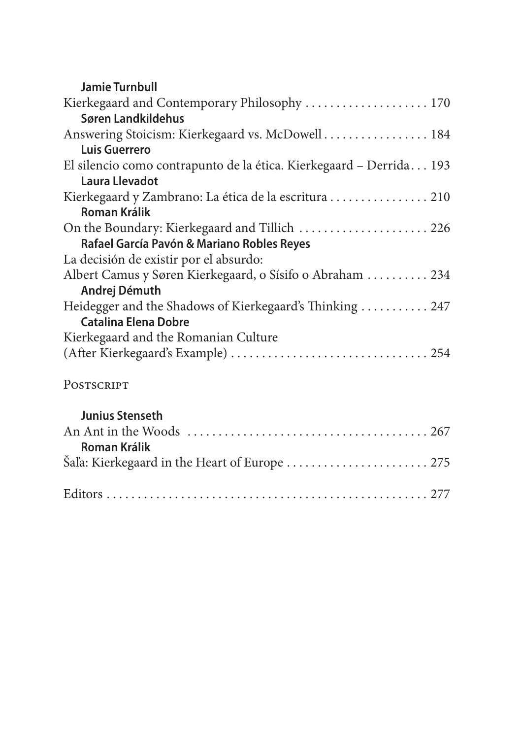**Jamie Turnbull**
Kierkegaard and Contemporary Philosophy . . . . . . . . . . . . . . . . . . . . 170

**Søren Landkildehus**
Answering Stoicism: Kierkegaard vs. McDowell . . . . . . . . . . . . . . . . . 184

**Luis Guerrero**
El silencio como contrapunto de la ética. Kierkegaard – Derrida . . . 193

**Laura Llevadot**
Kierkegaard y Zambrano: La ética de la escritura . . . . . . . . . . . . . . . . 210

**Roman Králik**
On the Boundary: Kierkegaard and Tillich . . . . . . . . . . . . . . . . . . . . . 226

**Rafael García Pavón & Mariano Robles Reyes**
La decisión de existir por el absurdo:
Albert Camus y Søren Kierkegaard, o Sísifo o Abraham . . . . . . . . . . 234

**Andrej Démuth**
Heidegger and the Shadows of Kierkegaard's Thinking . . . . . . . . . . . 247

**Catalina Elena Dobre**
Kierkegaard and the Romanian Culture
(After Kierkegaard's Example) . . . . . . . . . . . . . . . . . . . . . . . . . . . . . . . . 254

Postscript

**Junius Stenseth**
An Ant in the Woods . . . . . . . . . . . . . . . . . . . . . . . . . . . . . . . . . . . . . . . . 267

**Roman Králik**
Šaľa: Kierkegaard in the Heart of Europe . . . . . . . . . . . . . . . . . . . . . . . 275

Editors . . . . . . . . . . . . . . . . . . . . . . . . . . . . . . . . . . . . . . . . . . . . . . . . . . . . 277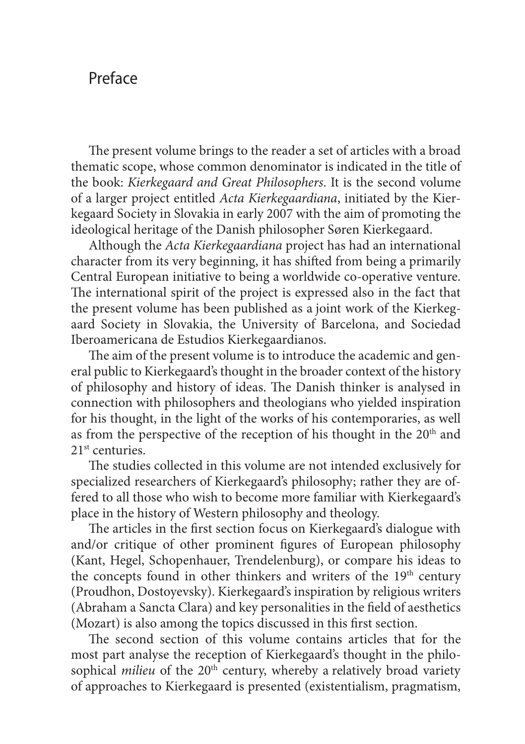# Preface

The present volume brings to the reader a set of articles with a broad thematic scope, whose common denominator is indicated in the title of the book: *Kierkegaard and Great Philosophers*. It is the second volume of a larger project entitled *Acta Kierkegaardiana*, initiated by the Kierkegaard Society in Slovakia in early 2007 with the aim of promoting the ideological heritage of the Danish philosopher Søren Kierkegaard.

Although the *Acta Kierkegaardiana* project has had an international character from its very beginning, it has shifted from being a primarily Central European initiative to being a worldwide co-operative venture. The international spirit of the project is expressed also in the fact that the present volume has been published as a joint work of the Kierkegaard Society in Slovakia, the University of Barcelona, and Sociedad Iberoamericana de Estudios Kierkegaardianos.

The aim of the present volume is to introduce the academic and general public to Kierkegaard's thought in the broader context of the history of philosophy and history of ideas. The Danish thinker is analysed in connection with philosophers and theologians who yielded inspiration for his thought, in the light of the works of his contemporaries, as well as from the perspective of the reception of his thought in the 20th and 21st centuries.

The studies collected in this volume are not intended exclusively for specialized researchers of Kierkegaard's philosophy; rather they are offered to all those who wish to become more familiar with Kierkegaard's place in the history of Western philosophy and theology.

The articles in the first section focus on Kierkegaard's dialogue with and/or critique of other prominent figures of European philosophy (Kant, Hegel, Schopenhauer, Trendelenburg), or compare his ideas to the concepts found in other thinkers and writers of the 19th century (Proudhon, Dostoyevsky). Kierkegaard's inspiration by religious writers (Abraham a Sancta Clara) and key personalities in the field of aesthetics (Mozart) is also among the topics discussed in this first section.

The second section of this volume contains articles that for the most part analyse the reception of Kierkegaard's thought in the philosophical *milieu* of the 20th century, whereby a relatively broad variety of approaches to Kierkegaard is presented (existentialism, pragmatism,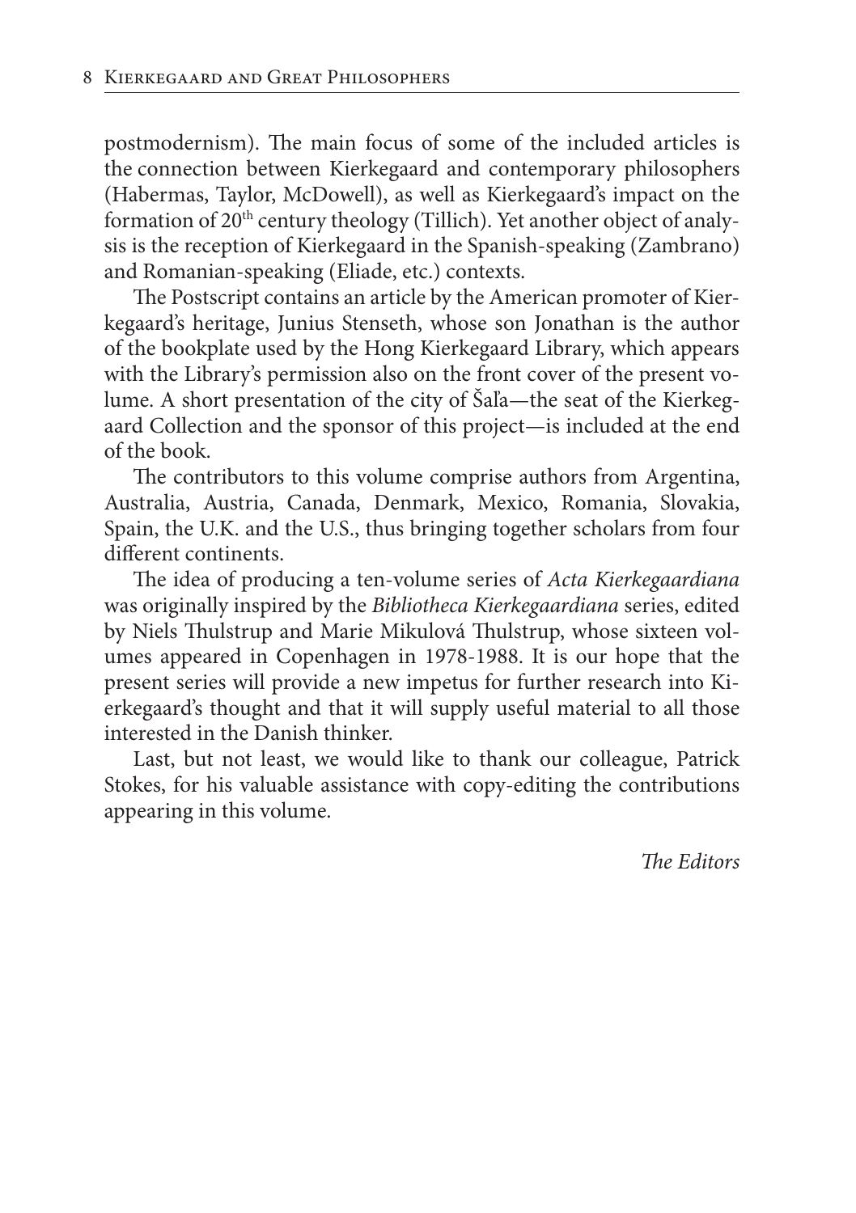postmodernism). The main focus of some of the included articles is the connection between Kierkegaard and contemporary philosophers (Habermas, Taylor, McDowell), as well as Kierkegaard's impact on the formation of 20th century theology (Tillich). Yet another object of analysis is the reception of Kierkegaard in the Spanish-speaking (Zambrano) and Romanian-speaking (Eliade, etc.) contexts.

The Postscript contains an article by the American promoter of Kierkegaard's heritage, Junius Stenseth, whose son Jonathan is the author of the bookplate used by the Hong Kierkegaard Library, which appears with the Library's permission also on the front cover of the present volume. A short presentation of the city of Šaľa—the seat of the Kierkegaard Collection and the sponsor of this project—is included at the end of the book.

The contributors to this volume comprise authors from Argentina, Australia, Austria, Canada, Denmark, Mexico, Romania, Slovakia, Spain, the U.K. and the U.S., thus bringing together scholars from four different continents.

The idea of producing a ten-volume series of *Acta Kierkegaardiana* was originally inspired by the *Bibliotheca Kierkegaardiana* series, edited by Niels Thulstrup and Marie Mikulová Thulstrup, whose sixteen volumes appeared in Copenhagen in 1978-1988. It is our hope that the present series will provide a new impetus for further research into Kierkegaard's thought and that it will supply useful material to all those interested in the Danish thinker.

Last, but not least, we would like to thank our colleague, Patrick Stokes, for his valuable assistance with copy-editing the contributions appearing in this volume.

*The Editors*